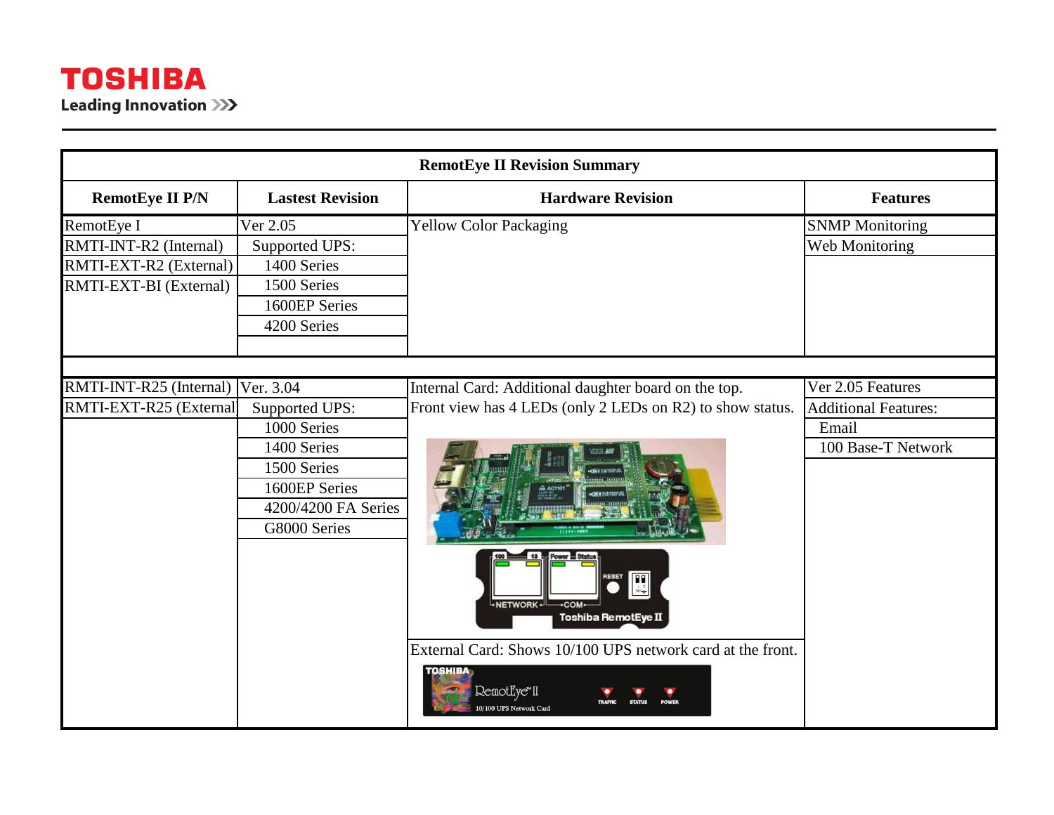| RemotEye II Revision Summary | | | |
|---|---|---|---|
| **RemotEye II P/N** | **Lastest Revision** | **Hardware Revision** | **Features** |
| RemotEye I | Ver 2.05 | Yellow Color Packaging | SNMP Monitoring |
| RMTI-INT-R2 (Internal) | Supported UPS: | | Web Monitoring |
| RMTI-EXT-R2 (External) | 1400 Series | | |
| RMTI-EXT-BI (External) | 1500 Series | | |
| | 1600EP Series | | |
| | 4200 Series | | |
| | | | |
| | | | |
| RMTI-INT-R25 (Internal) | Ver. 3.04 | Internal Card: Additional daughter board on the top. | Ver 2.05 Features |
| RMTI-EXT-R25 (External | Supported UPS: | Front view has 4 LEDs (only 2 LEDs on R2) to show status. | Additional Features: |
| | 1000 Series | | Email |
| | 1400 Series | | 100 Base-T Network |
| | 1500 Series | | |
| | 1600EP Series | | |
| | 4200/4200 FA Series | | |
| | G8000 Series | | |
| | | External Card: Shows 10/100 UPS network card at the front. | |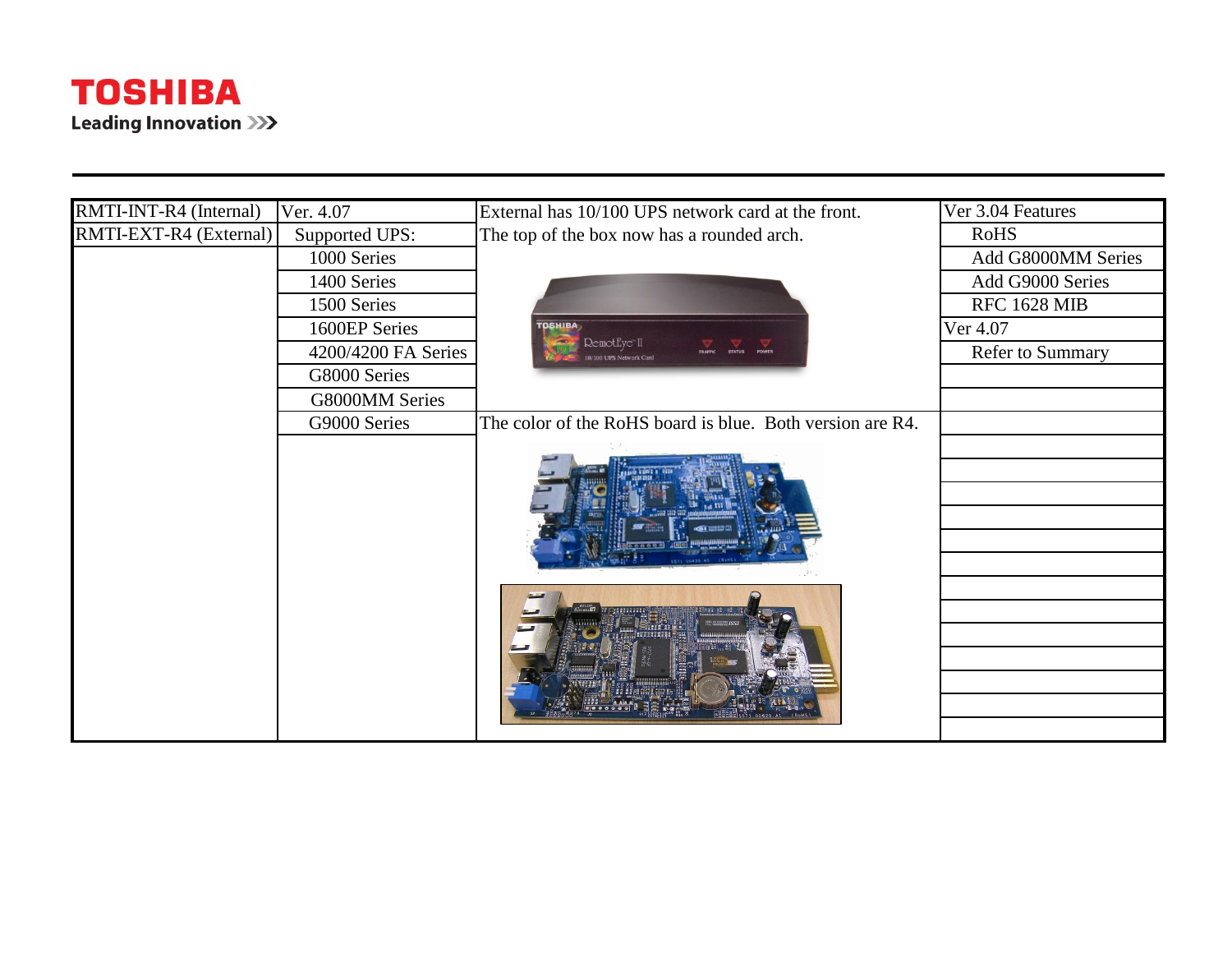| RMTI-INT-R4 (Internal) | Ver. 4.07 | External has 10/100 UPS network card at the front. | Ver 3.04 Features |
|---|---|---|---|
| RMTI-EXT-R4 (External) | Supported UPS: | The top of the box now has a rounded arch. | RoHS |
| | 1000 Series | | Add G8000MM Series |
| | 1400 Series | | Add G9000 Series |
| | 1500 Series | | RFC 1628 MIB |
| | 1600EP Series | | Ver 4.07 |
| | 4200/4200 FA Series | | Refer to Summary |
| | G8000 Series | | |
| | G8000MM Series | | |
| | G9000 Series | The color of the RoHS board is blue. Both version are R4. | |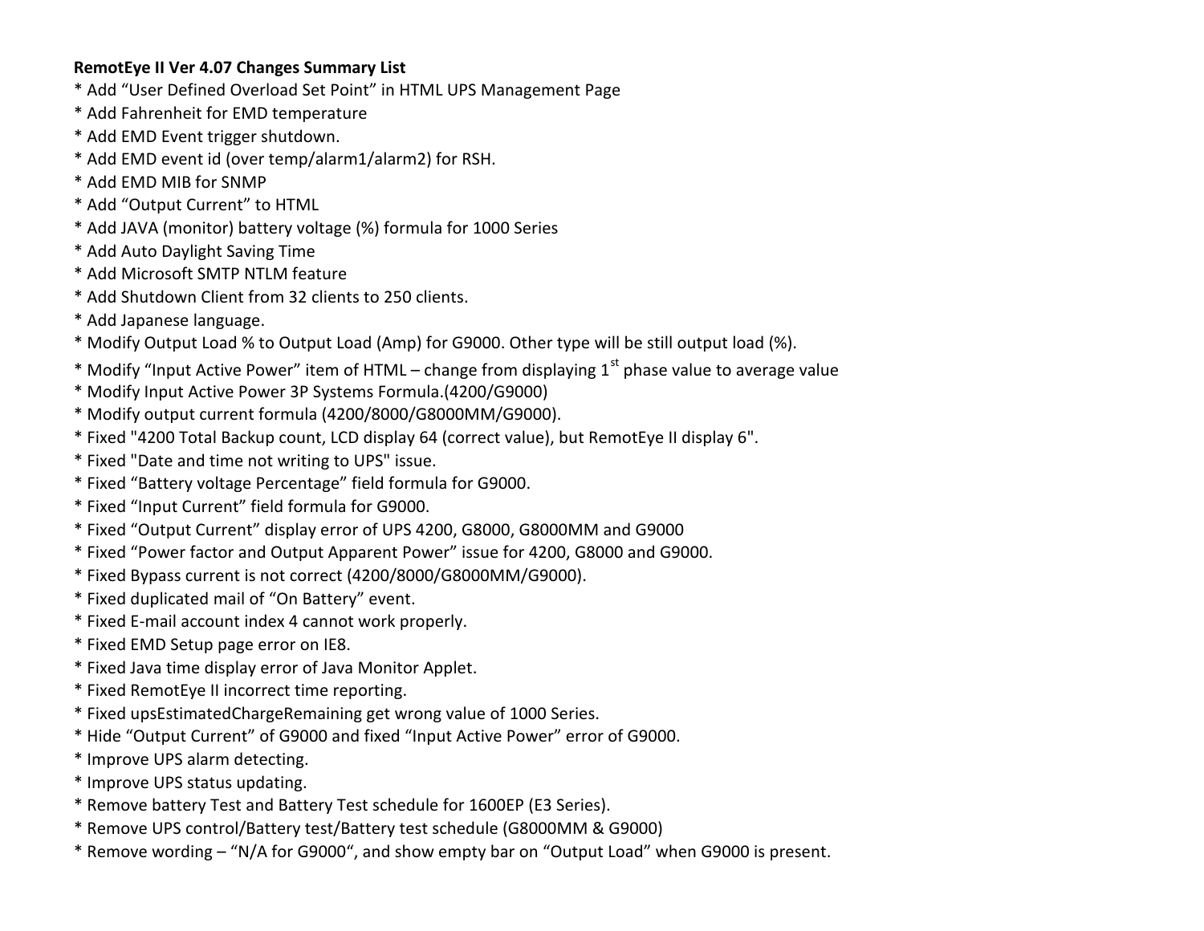**RemotEye II Ver 4.07 Changes Summary List**

* Add “User Defined Overload Set Point” in HTML UPS Management Page
* Add Fahrenheit for EMD temperature
* Add EMD Event trigger shutdown.
* Add EMD event id (over temp/alarm1/alarm2) for RSH.
* Add EMD MIB for SNMP
* Add “Output Current” to HTML
* Add JAVA (monitor) battery voltage (%) formula for 1000 Series
* Add Auto Daylight Saving Time
* Add Microsoft SMTP NTLM feature
* Add Shutdown Client from 32 clients to 250 clients.
* Add Japanese language.
* Modify Output Load % to Output Load (Amp) for G9000. Other type will be still output load (%).
* Modify “Input Active Power” item of HTML – change from displaying 1st phase value to average value
* Modify Input Active Power 3P Systems Formula.(4200/G9000)
* Modify output current formula (4200/8000/G8000MM/G9000).
* Fixed "4200 Total Backup count, LCD display 64 (correct value), but RemotEye II display 6".
* Fixed "Date and time not writing to UPS" issue.
* Fixed “Battery voltage Percentage” field formula for G9000.
* Fixed “Input Current” field formula for G9000.
* Fixed “Output Current” display error of UPS 4200, G8000, G8000MM and G9000
* Fixed “Power factor and Output Apparent Power” issue for 4200, G8000 and G9000.
* Fixed Bypass current is not correct (4200/8000/G8000MM/G9000).
* Fixed duplicated mail of “On Battery” event.
* Fixed E-mail account index 4 cannot work properly.
* Fixed EMD Setup page error on IE8.
* Fixed Java time display error of Java Monitor Applet.
* Fixed RemotEye II incorrect time reporting.
* Fixed upsEstimatedChargeRemaining get wrong value of 1000 Series.
* Hide “Output Current” of G9000 and fixed “Input Active Power” error of G9000.
* Improve UPS alarm detecting.
* Improve UPS status updating.
* Remove battery Test and Battery Test schedule for 1600EP (E3 Series).
* Remove UPS control/Battery test/Battery test schedule (G8000MM & G9000)
* Remove wording – “N/A for G9000“, and show empty bar on “Output Load” when G9000 is present.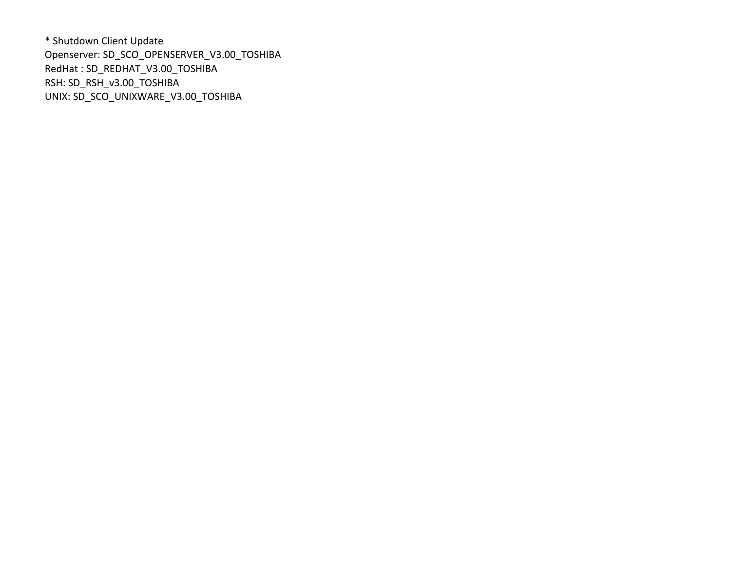* Shutdown Client Update
Openserver: SD_SCO_OPENSERVER_V3.00_TOSHIBA
RedHat : SD_REDHAT_V3.00_TOSHIBA
RSH: SD_RSH_v3.00_TOSHIBA
UNIX: SD_SCO_UNIXWARE_V3.00_TOSHIBA